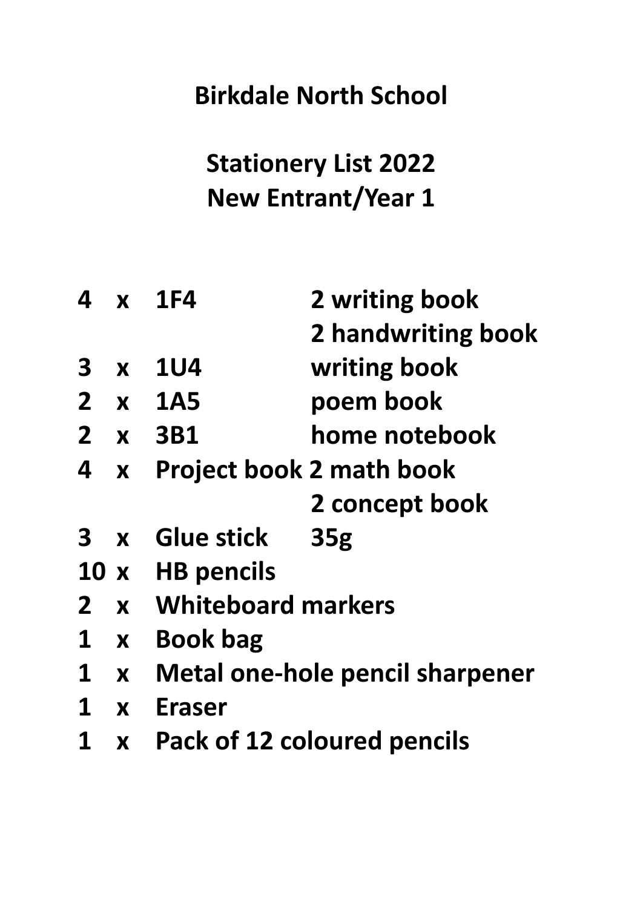# Birkdale North School

## Stationery List 2022
## New Entrant/Year 1

| Qty | | Item | Details |
|---|---|---|---|
| 4 | x | 1F4 | 2 writing book<br>2 handwriting book |
| 3 | x | 1U4 | writing book |
| 2 | x | 1A5 | poem book |
| 2 | x | 3B1 | home notebook |
| 4 | x | Project book | 2 math book<br>2 concept book |
| 3 | x | Glue stick | 35g |
| 10 | x | HB pencils | |
| 2 | x | Whiteboard markers | |
| 1 | x | Book bag | |
| 1 | x | Metal one-hole pencil sharpener | |
| 1 | x | Eraser | |
| 1 | x | Pack of 12 coloured pencils | |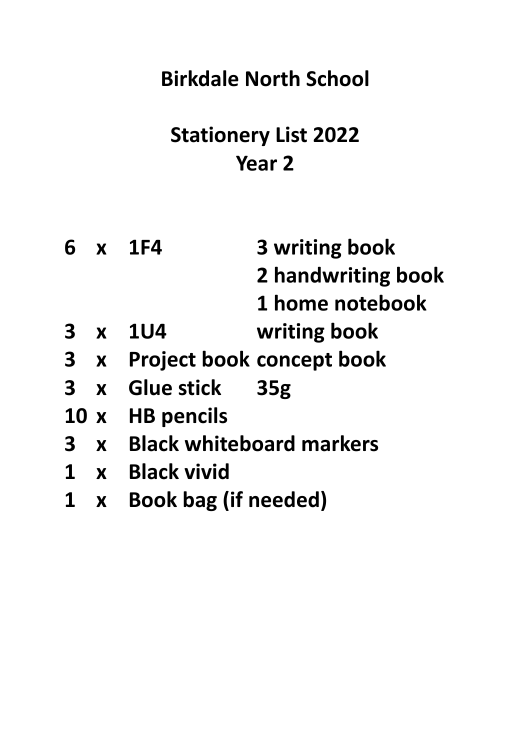# Birkdale North School

## Stationery List 2022
## Year 2

| Qty | | Item | Details |
|---|---|---|---|
| 6 | x | 1F4 | 3 writing book |
| | | | 2 handwriting book |
| | | | 1 home notebook |
| 3 | x | 1U4 | writing book |
| 3 | x | Project book | concept book |
| 3 | x | Glue stick | 35g |
| 10 | x | HB pencils | |
| 3 | x | Black whiteboard markers | |
| 1 | x | Black vivid | |
| 1 | x | Book bag (if needed) | |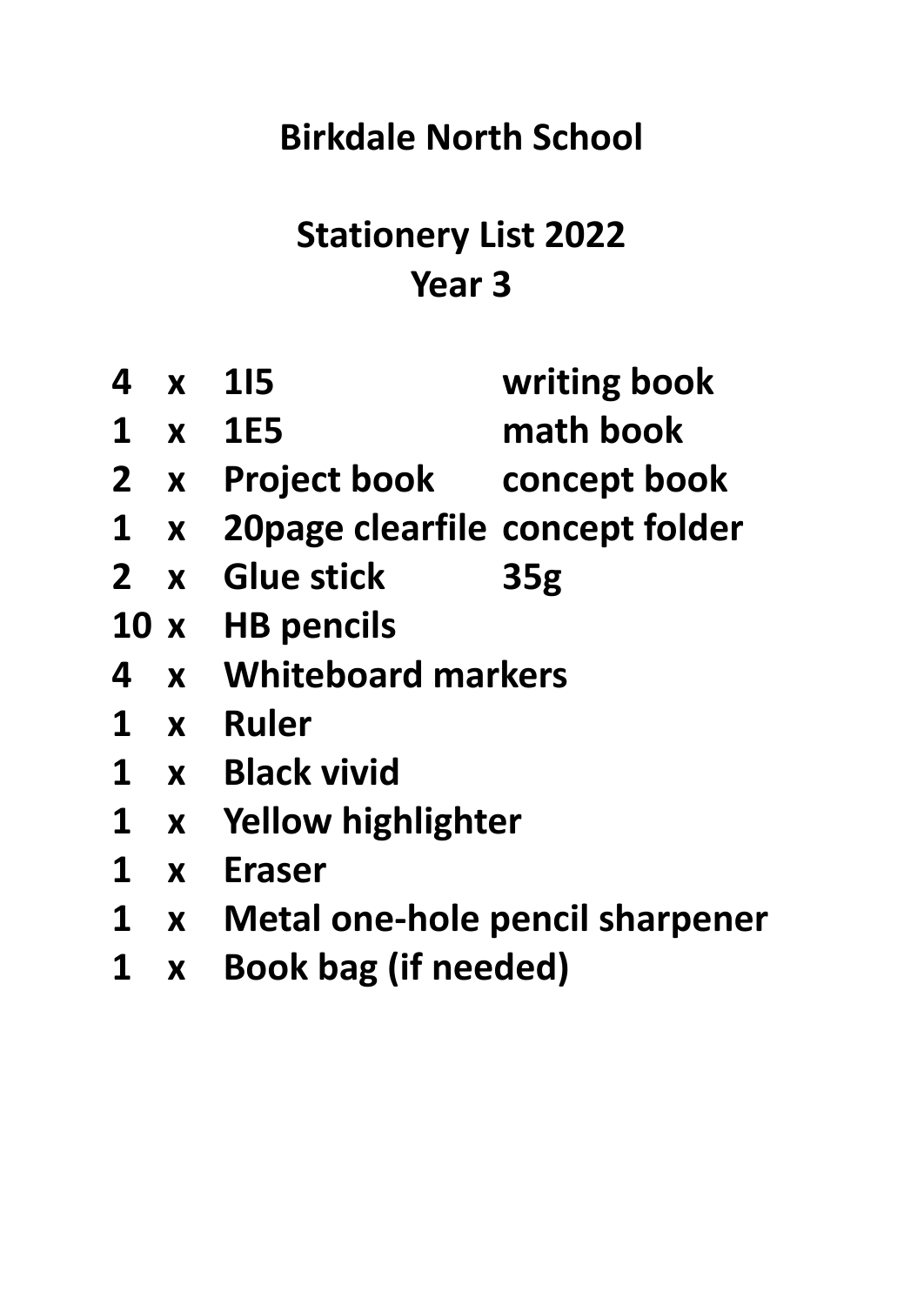# Birkdale North School

## Stationery List 2022
## Year 3

| | | | |
|---|---|---|---|
| 4 | x | 1I5 | writing book |
| 1 | x | 1E5 | math book |
| 2 | x | Project book | concept book |
| 1 | x | 20page clearfile | concept folder |
| 2 | x | Glue stick | 35g |
| 10 | x | HB pencils | |
| 4 | x | Whiteboard markers | |
| 1 | x | Ruler | |
| 1 | x | Black vivid | |
| 1 | x | Yellow highlighter | |
| 1 | x | Eraser | |
| 1 | x | Metal one-hole pencil sharpener | |
| 1 | x | Book bag (if needed) | |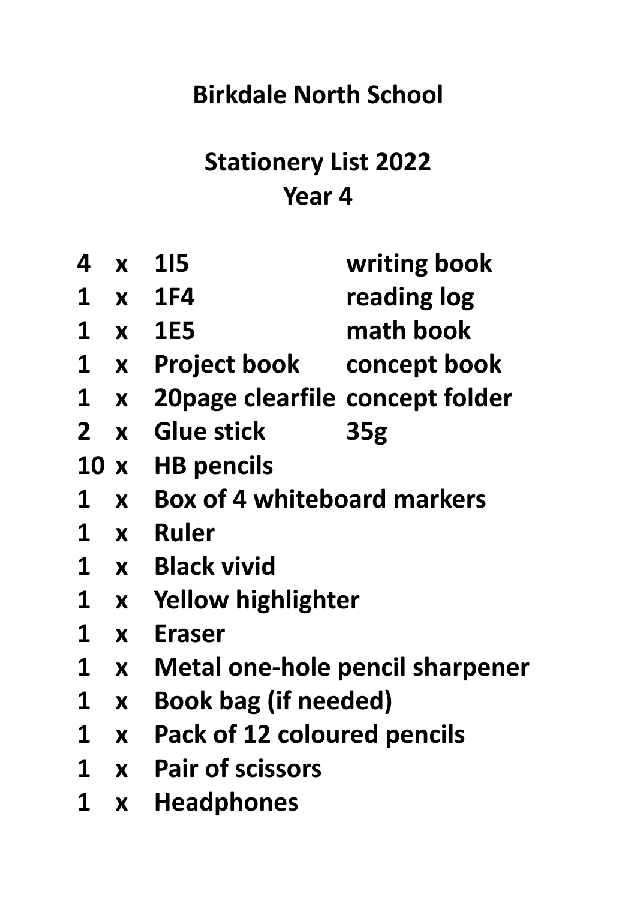# Birkdale North School

## Stationery List 2022
## Year 4

| | | | |
|---|---|---|---|
| 4 | x | 1I5 | writing book |
| 1 | x | 1F4 | reading log |
| 1 | x | 1E5 | math book |
| 1 | x | Project book | concept book |
| 1 | x | 20page clearfile | concept folder |
| 2 | x | Glue stick | 35g |
| 10 | x | HB pencils | |
| 1 | x | Box of 4 whiteboard markers | |
| 1 | x | Ruler | |
| 1 | x | Black vivid | |
| 1 | x | Yellow highlighter | |
| 1 | x | Eraser | |
| 1 | x | Metal one-hole pencil sharpener | |
| 1 | x | Book bag (if needed) | |
| 1 | x | Pack of 12 coloured pencils | |
| 1 | x | Pair of scissors | |
| 1 | x | Headphones | |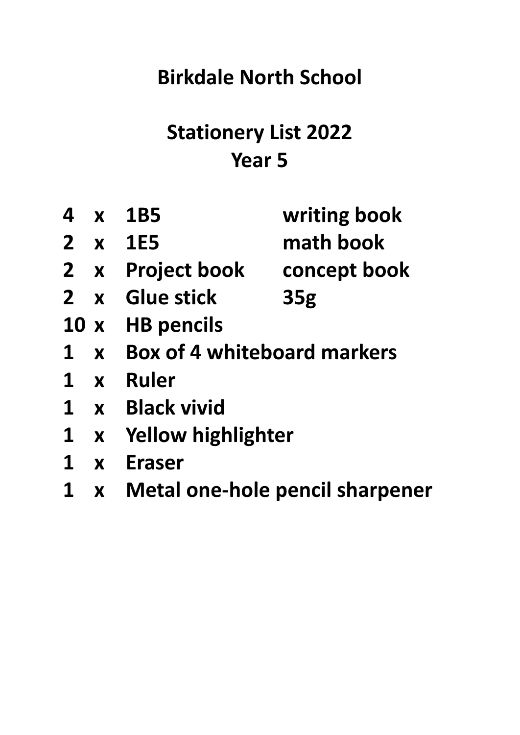# Birkdale North School

## Stationery List 2022
## Year 5

| | | | |
|---|---|---|---|
| 4 | x | 1B5 | writing book |
| 2 | x | 1E5 | math book |
| 2 | x | Project book | concept book |
| 2 | x | Glue stick | 35g |
| 10 | x | HB pencils | |
| 1 | x | Box of 4 whiteboard markers | |
| 1 | x | Ruler | |
| 1 | x | Black vivid | |
| 1 | x | Yellow highlighter | |
| 1 | x | Eraser | |
| 1 | x | Metal one-hole pencil sharpener | |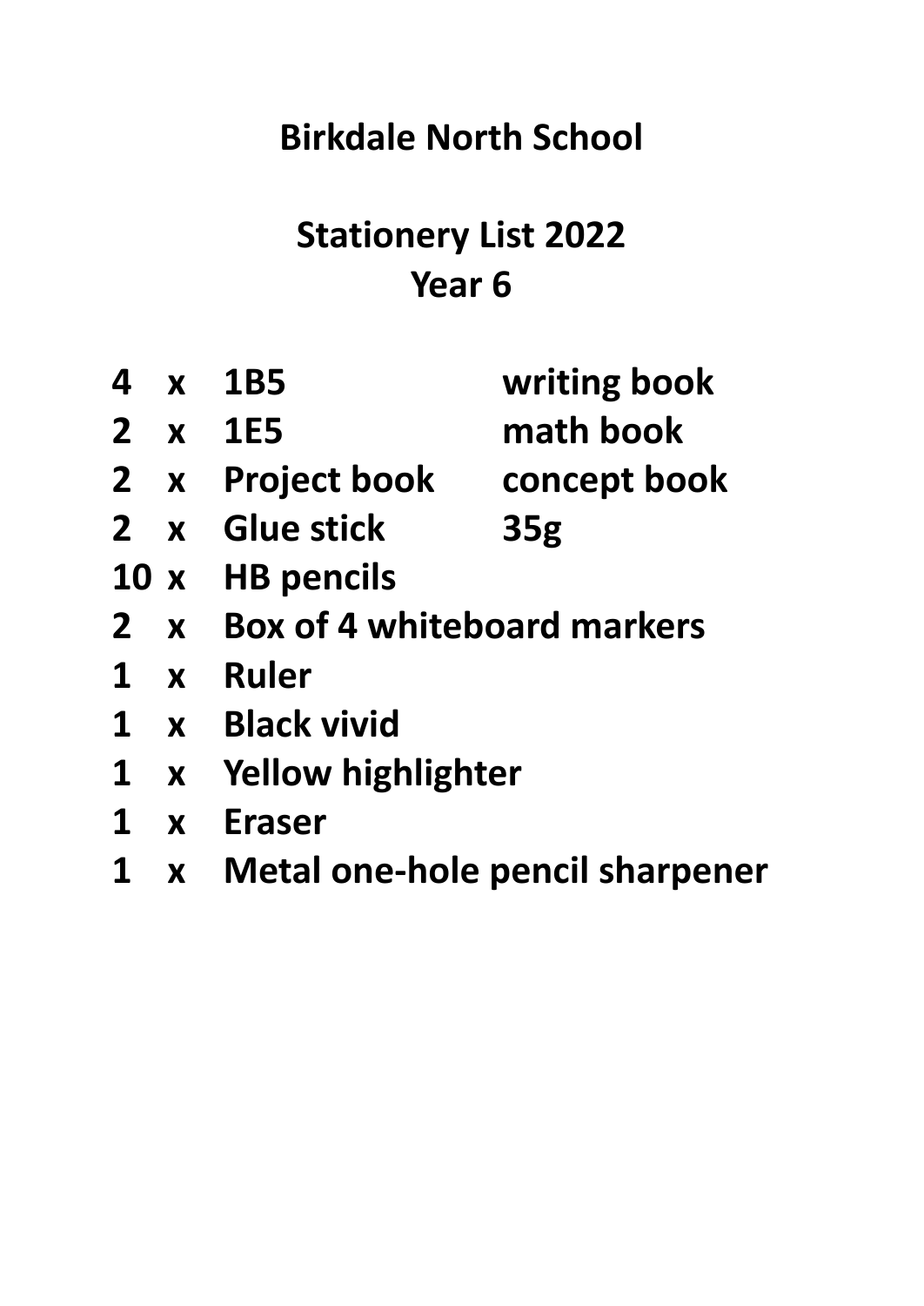# Birkdale North School

## Stationery List 2022
## Year 6

| | | | |
|---|---|---|---|
| 4 | x | 1B5 | writing book |
| 2 | x | 1E5 | math book |
| 2 | x | Project book | concept book |
| 2 | x | Glue stick | 35g |
| 10 | x | HB pencils | |
| 2 | x | Box of 4 whiteboard markers | |
| 1 | x | Ruler | |
| 1 | x | Black vivid | |
| 1 | x | Yellow highlighter | |
| 1 | x | Eraser | |
| 1 | x | Metal one-hole pencil sharpener | |